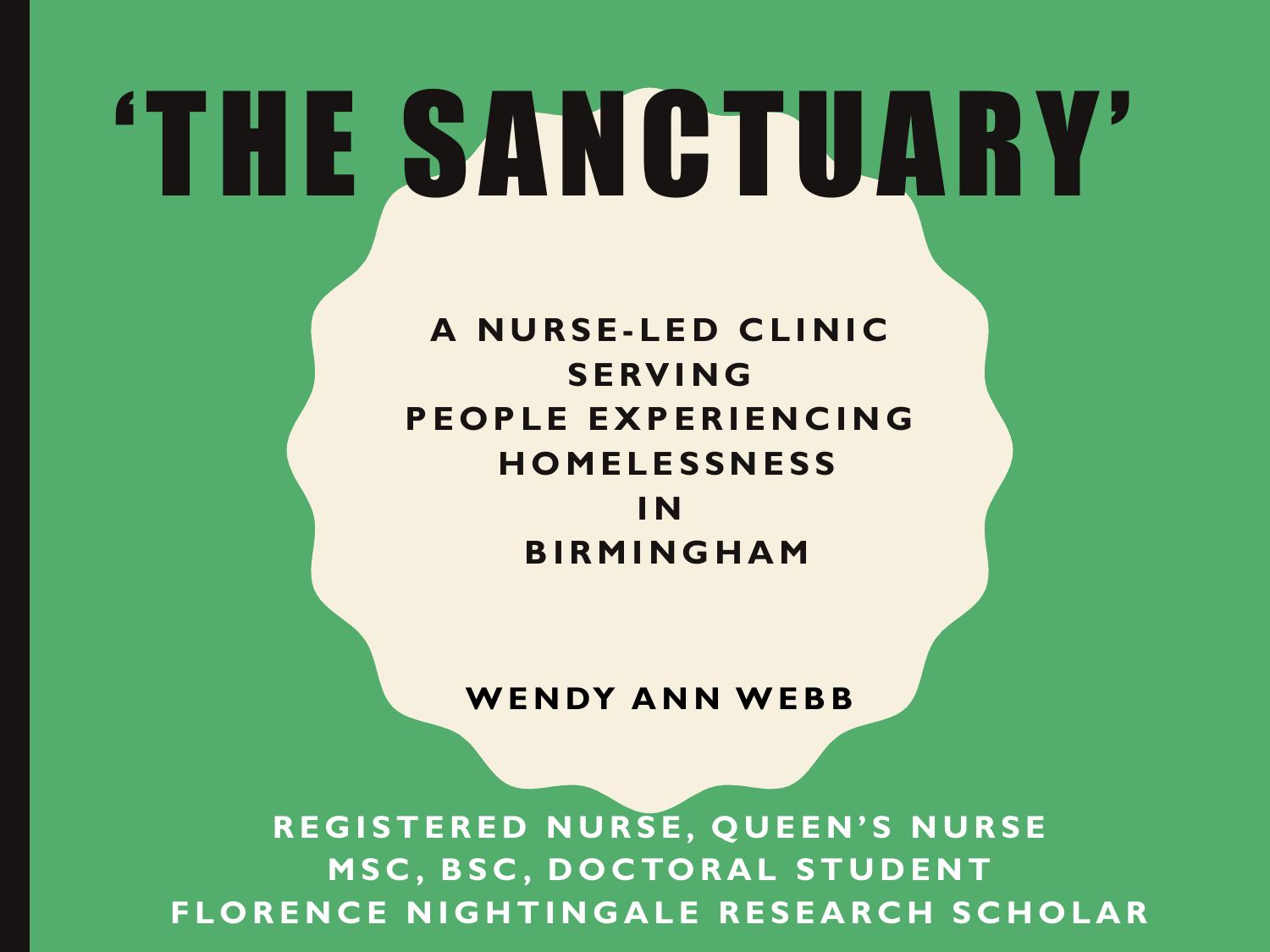# 'THE SANCTUARY'

**A NURSE-LED CLINIC SERVING PEOPLE EXPERIENCING HOMELESSNESS IN BIRMINGHAM**

**WENDY ANN WEBB**

**REGISTERED NURSE, QUEEN'S NURSE**
**MSC, BSC, DOCTORAL STUDENT**
**FLORENCE NIGHTINGALE RESEARCH SCHOLAR**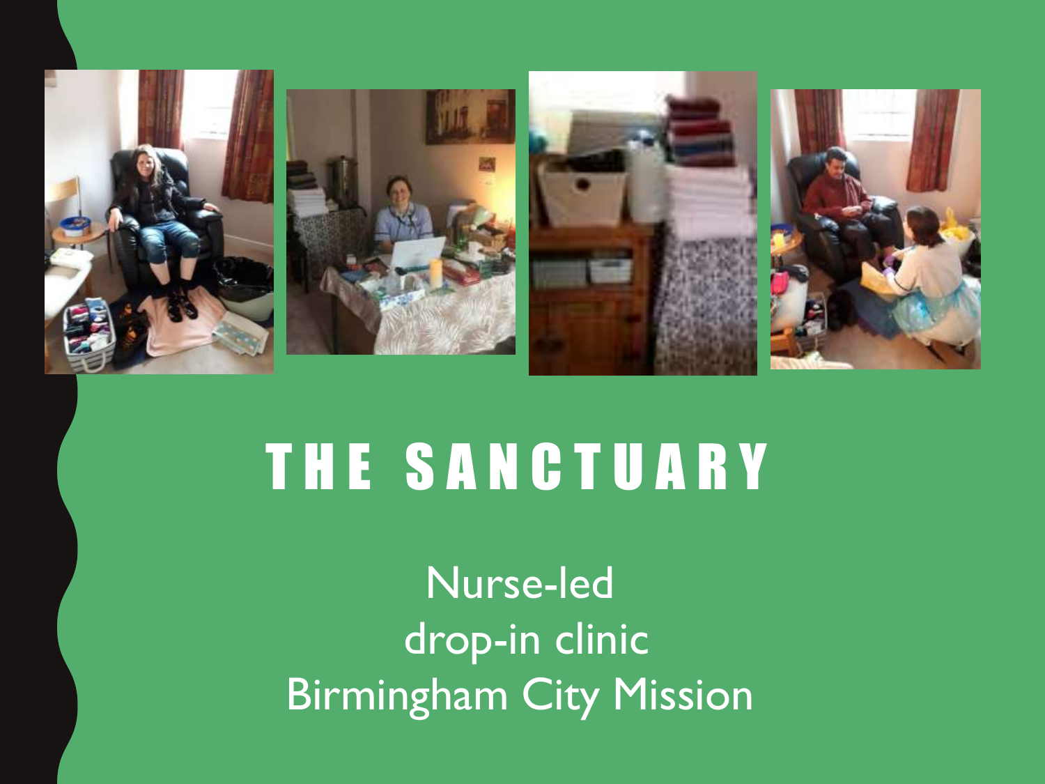# THE SANCTUARY

Nurse-led
drop-in clinic
Birmingham City Mission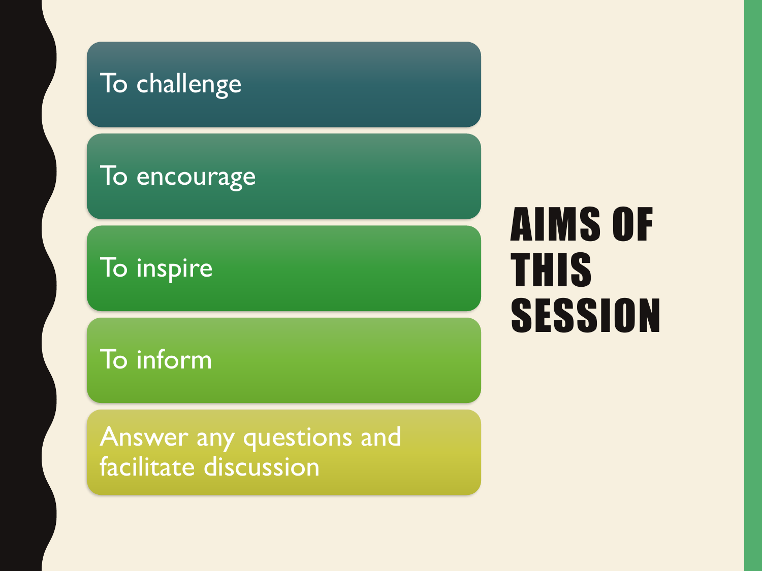# AIMS OF THIS SESSION

- To challenge
- To encourage
- To inspire
- To inform
- Answer any questions and facilitate discussion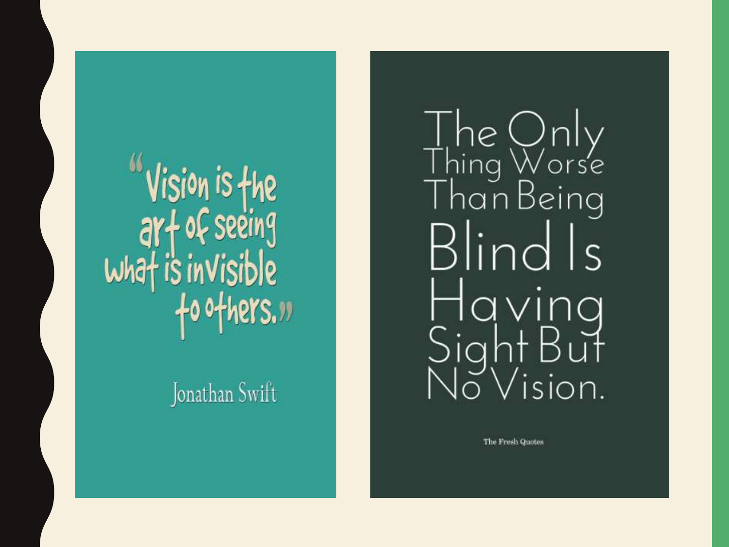"Vision is the art of seeing what is invisible to others."

Jonathan Swift

The Only Thing Worse Than Being Blind Is Having Sight But No Vision.

The Fresh Quotes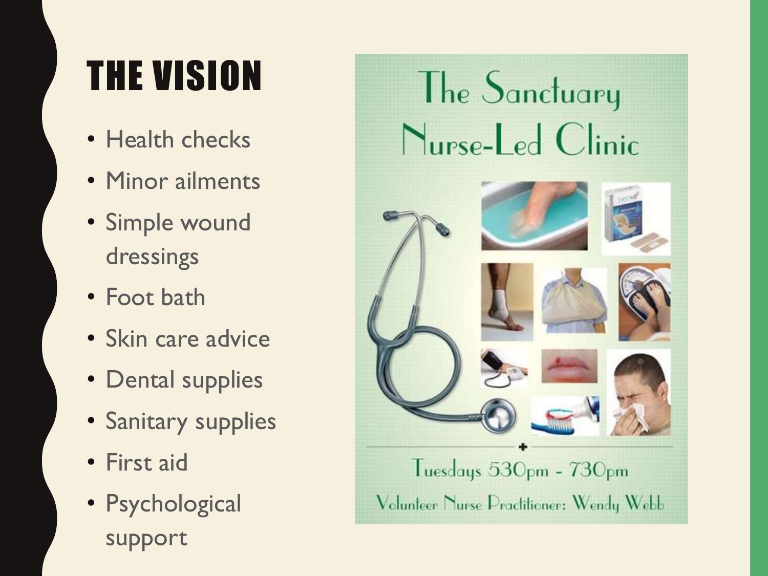# THE VISION

- Health checks
- Minor ailments
- Simple wound dressings
- Foot bath
- Skin care advice
- Dental supplies
- Sanitary supplies
- First aid
- Psychological support

The Sanctuary Nurse-Led Clinic

Tuesdays 530pm - 730pm

Volunteer Nurse Practitioner: Wendy Webb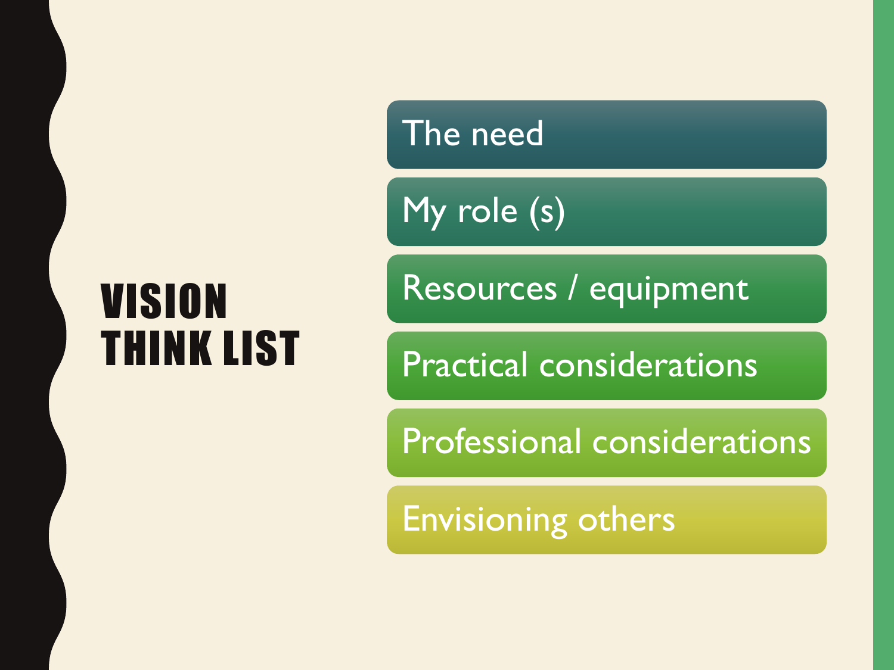# VISION THINK LIST

- The need
- My role (s)
- Resources / equipment
- Practical considerations
- Professional considerations
- Envisioning others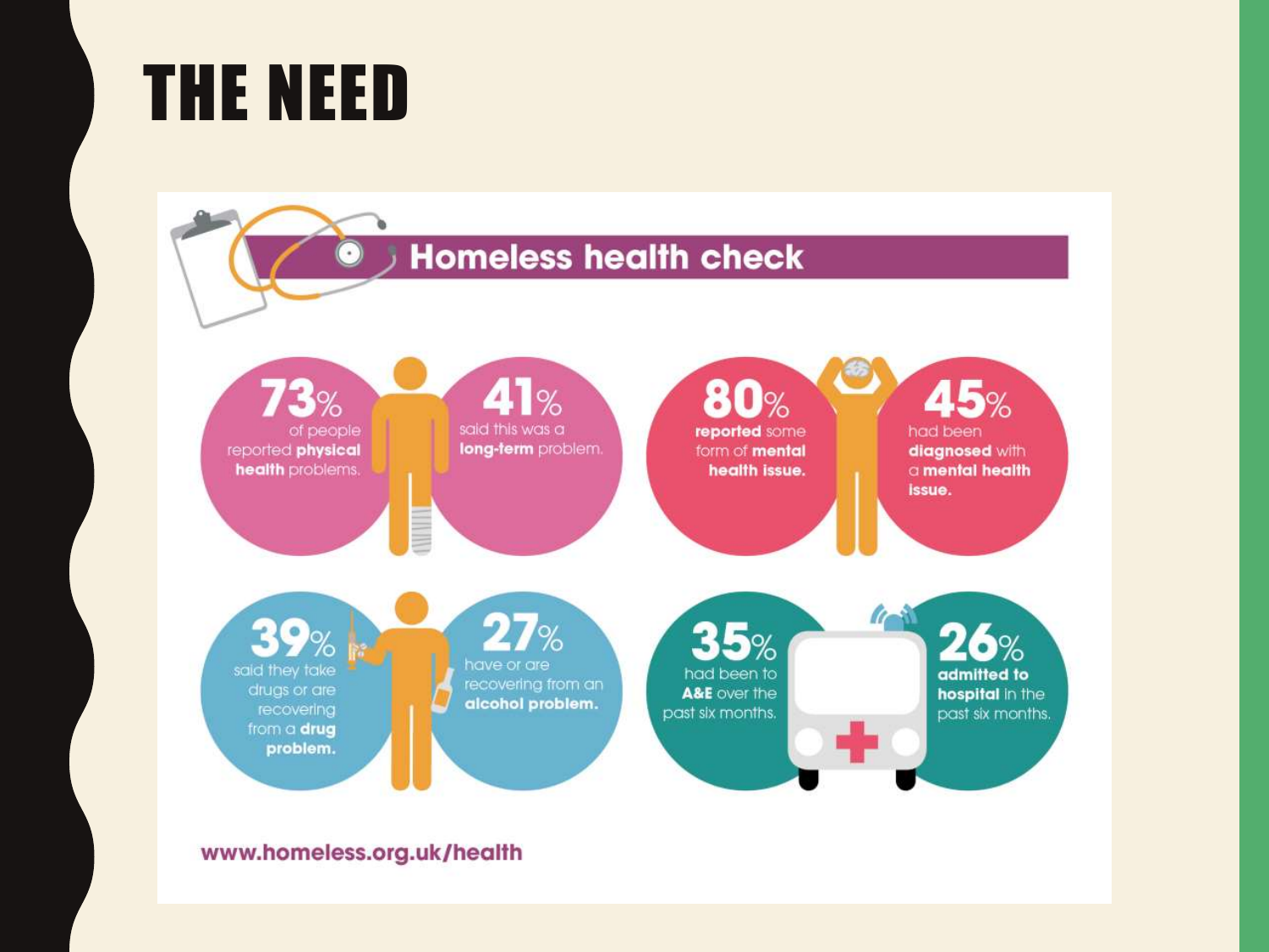# THE NEED

## Homeless health check

**73%** of people reported **physical health** problems.

**41%** said this was a **long-term** problem.

**80%** **reported** some form of **mental health issue.**

**45%** had been **diagnosed** with a **mental health issue.**

**39%** said they take drugs or are recovering from a **drug problem.**

**27%** have or are recovering from an **alcohol problem.**

**35%** had been to **A&E** over the past six months.

**26%** **admitted to hospital** in the past six months.

www.homeless.org.uk/health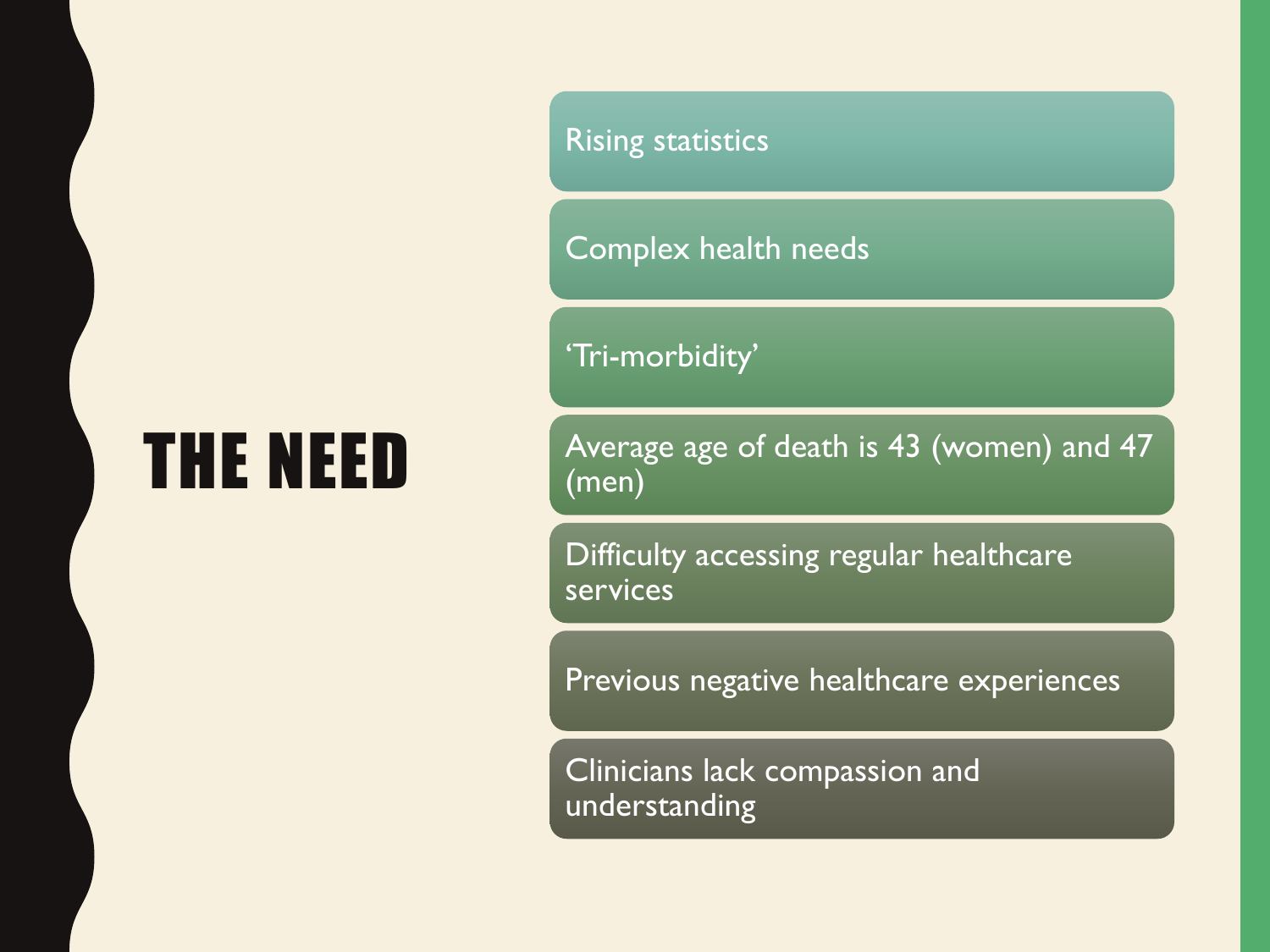# THE NEED

- Rising statistics
- Complex health needs
- ‘Tri-morbidity’
- Average age of death is 43 (women) and 47 (men)
- Difficulty accessing regular healthcare services
- Previous negative healthcare experiences
- Clinicians lack compassion and understanding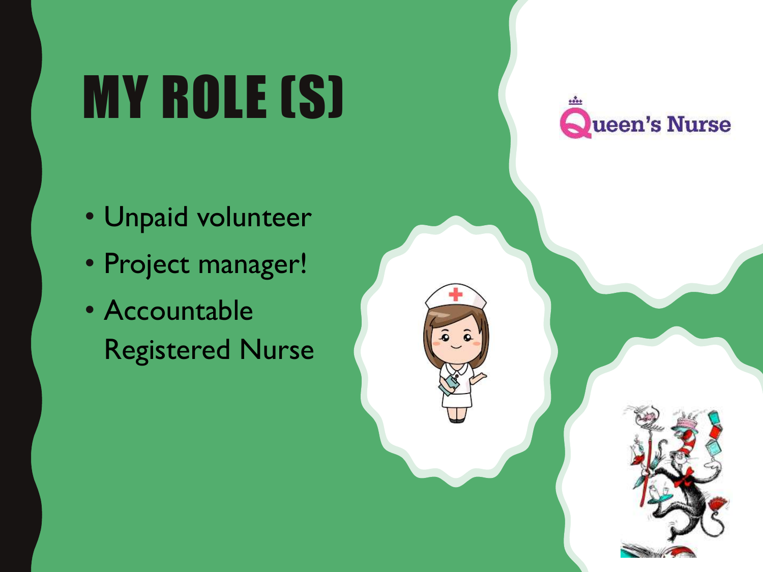# MY ROLE (S)

- Unpaid volunteer
- Project manager!
- Accountable Registered Nurse

Queen's Nurse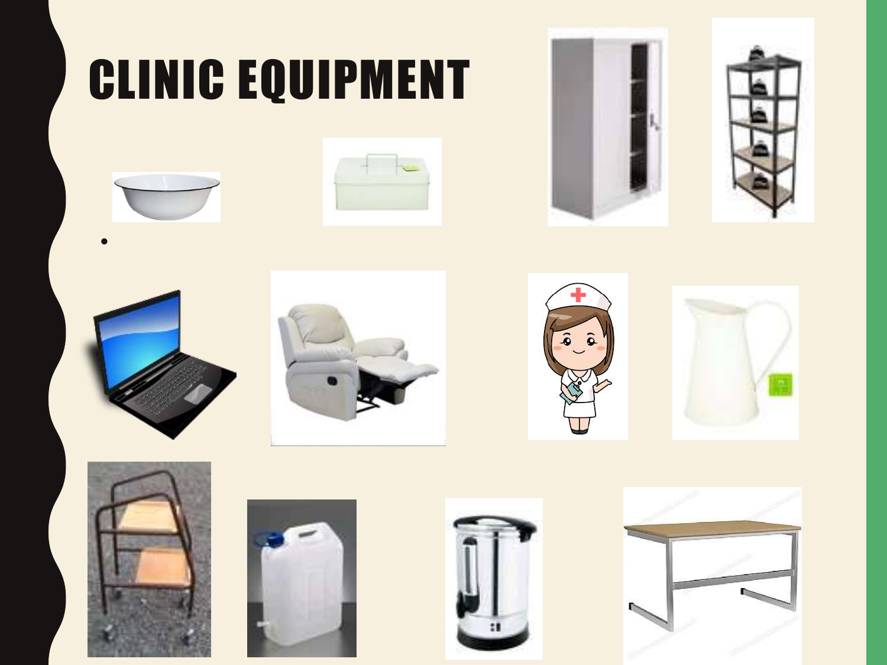# CLINIC EQUIPMENT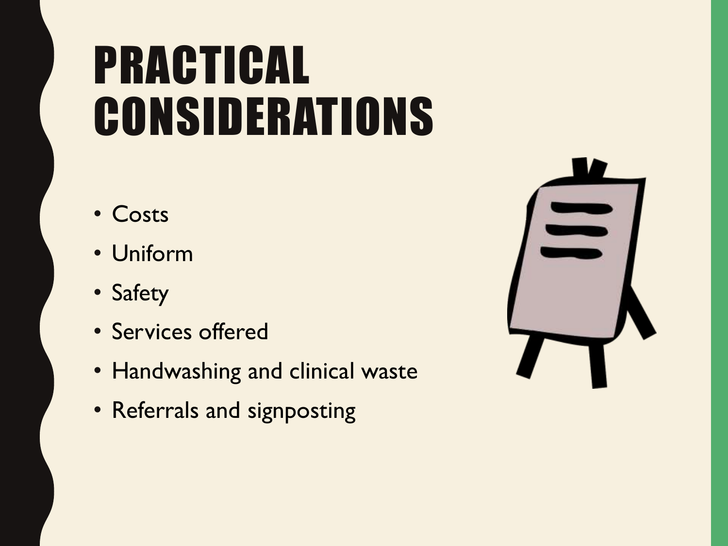# PRACTICAL CONSIDERATIONS

- Costs
- Uniform
- Safety
- Services offered
- Handwashing and clinical waste
- Referrals and signposting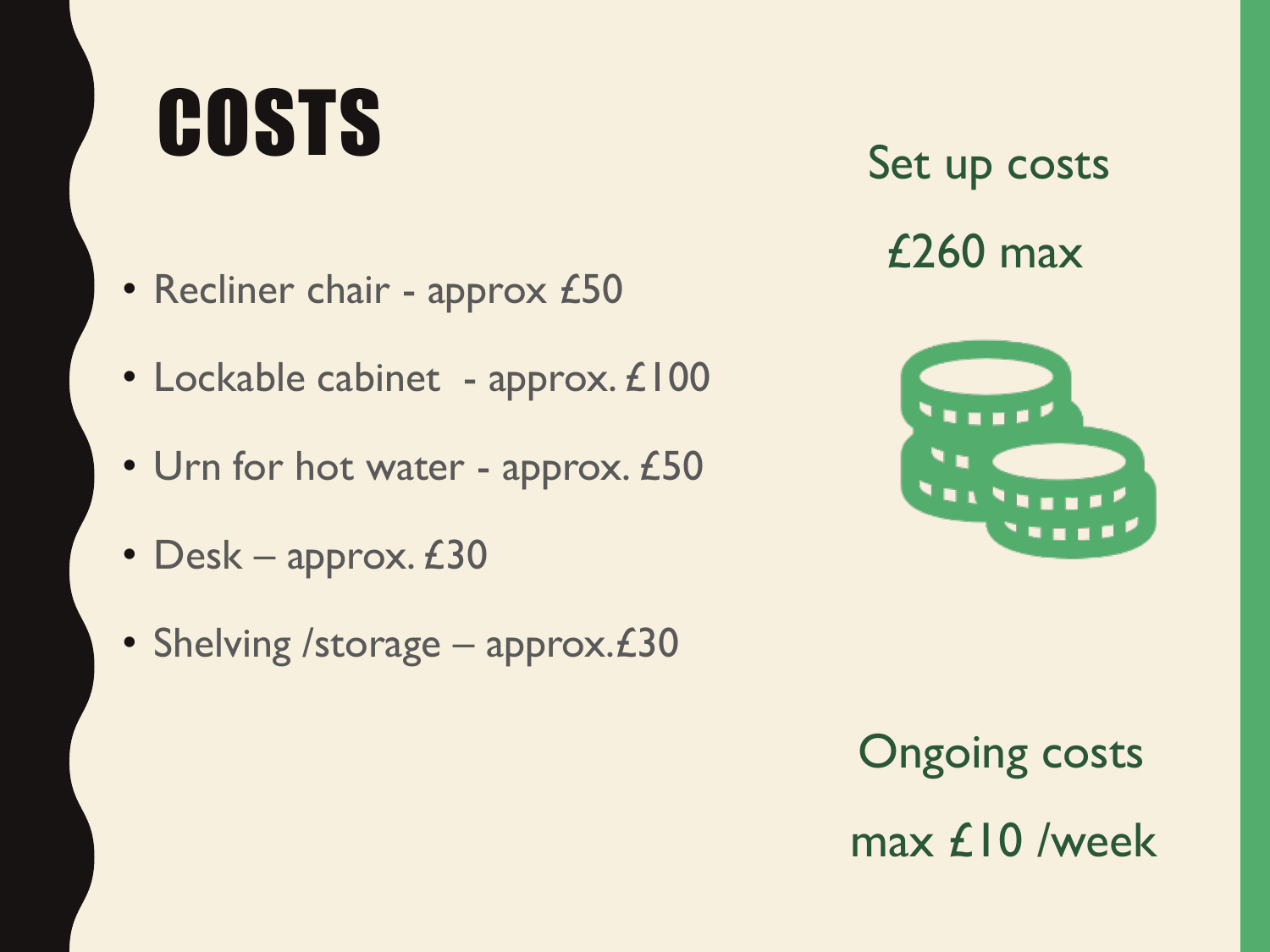# COSTS

- Recliner chair - approx £50
- Lockable cabinet - approx. £100
- Urn for hot water - approx. £50
- Desk – approx. £30
- Shelving /storage – approx.£30

Set up costs

£260 max

Ongoing costs

max £10 /week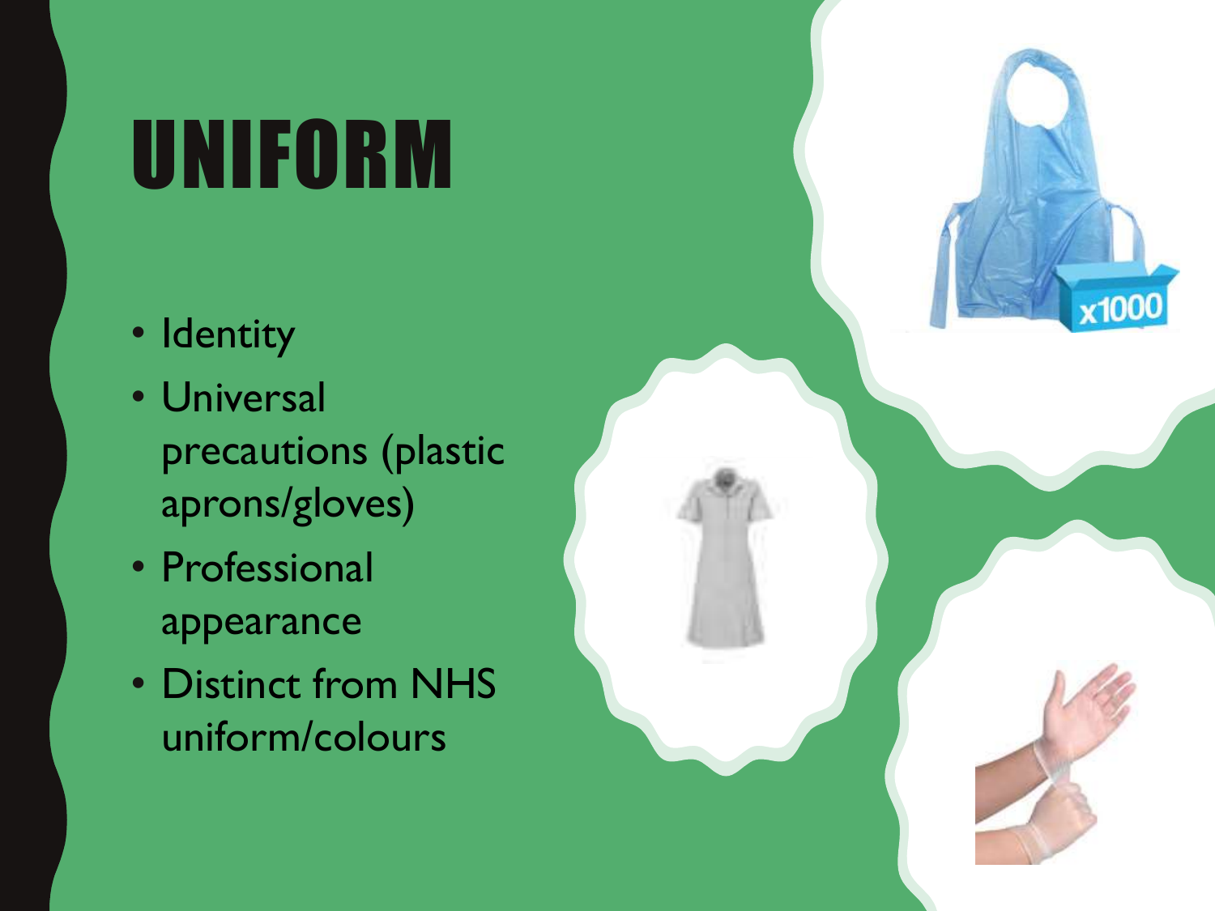# UNIFORM

- Identity
- Universal precautions (plastic aprons/gloves)
- Professional appearance
- Distinct from NHS uniform/colours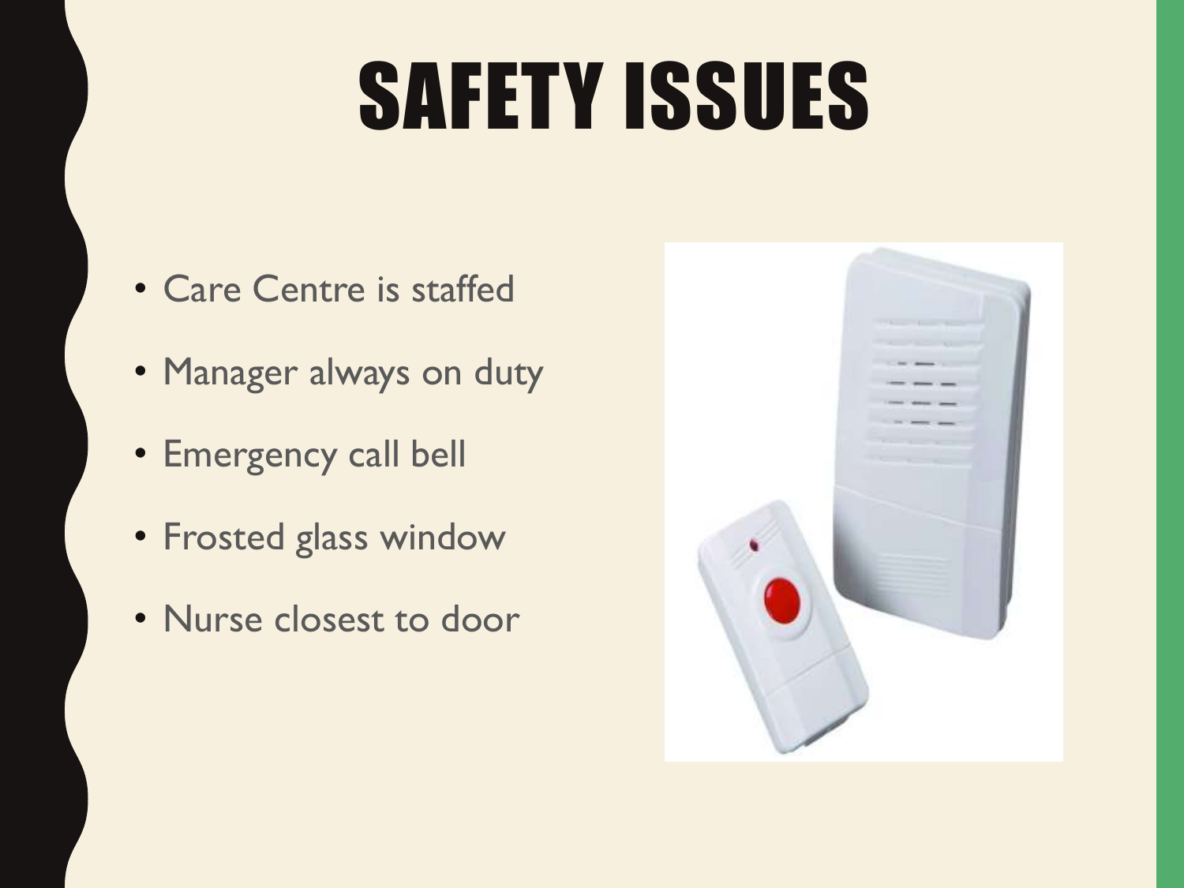# SAFETY ISSUES

- Care Centre is staffed
- Manager always on duty
- Emergency call bell
- Frosted glass window
- Nurse closest to door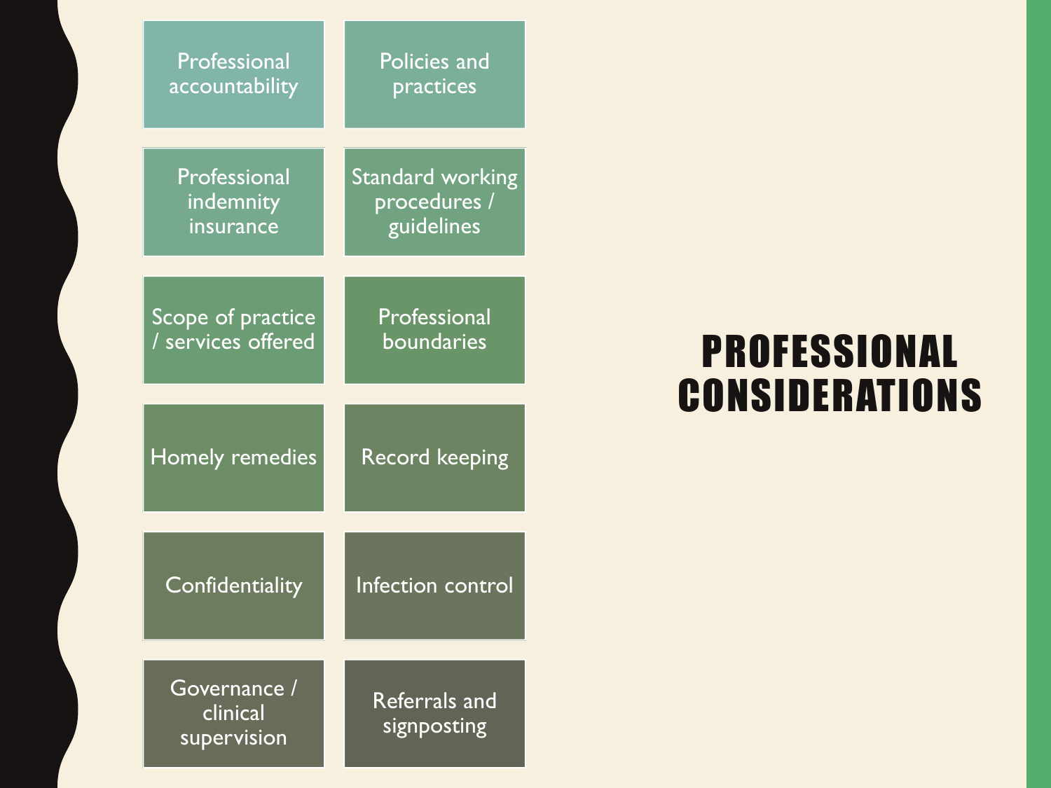# PROFESSIONAL CONSIDERATIONS

- Professional accountability
- Policies and practices
- Professional indemnity insurance
- Standard working procedures / guidelines
- Scope of practice / services offered
- Professional boundaries
- Homely remedies
- Record keeping
- Confidentiality
- Infection control
- Governance / clinical supervision
- Referrals and signposting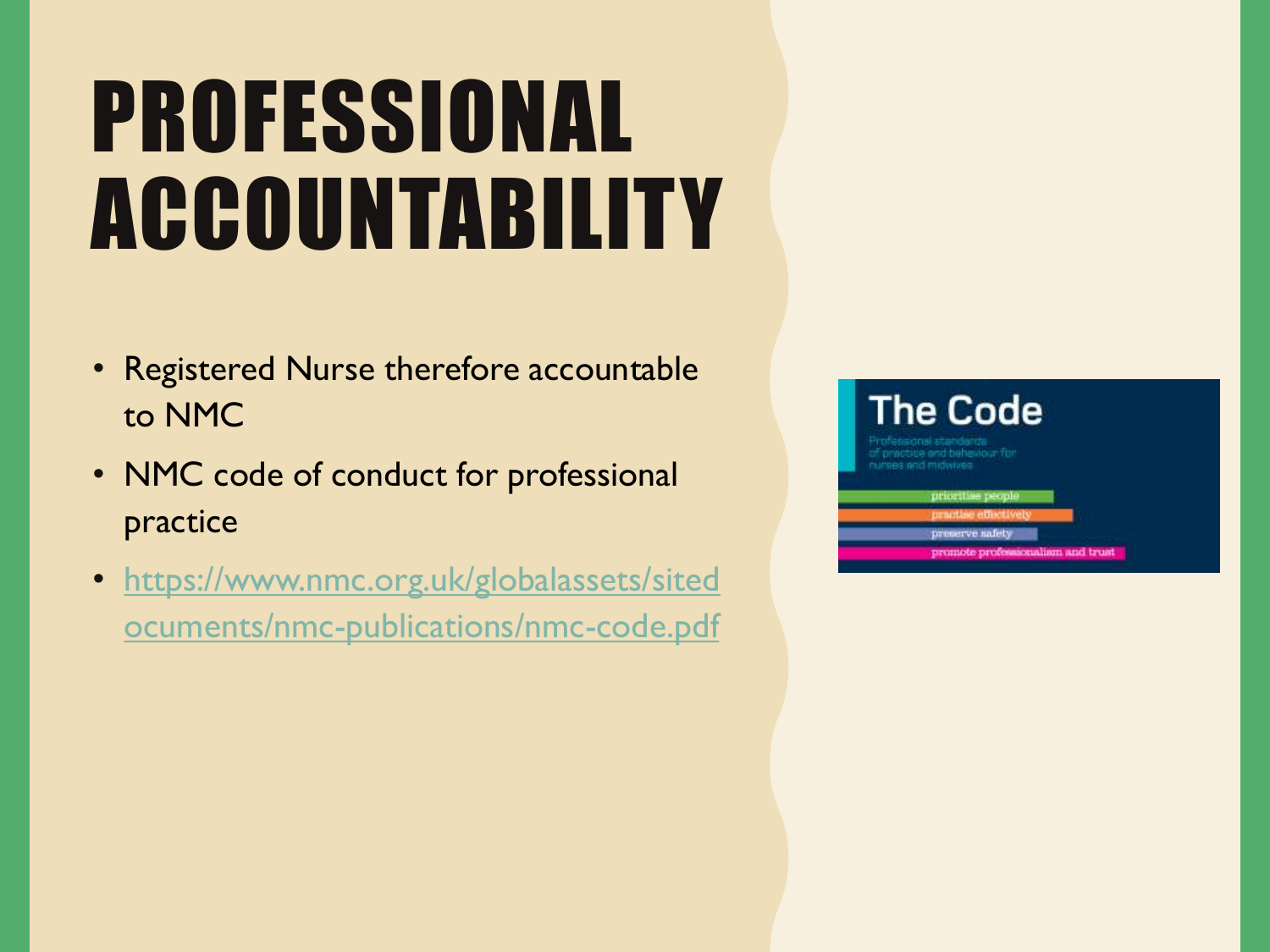# PROFESSIONAL ACCOUNTABILITY

- Registered Nurse therefore accountable to NMC
- NMC code of conduct for professional practice
- https://www.nmc.org.uk/globalassets/sitedocuments/nmc-publications/nmc-code.pdf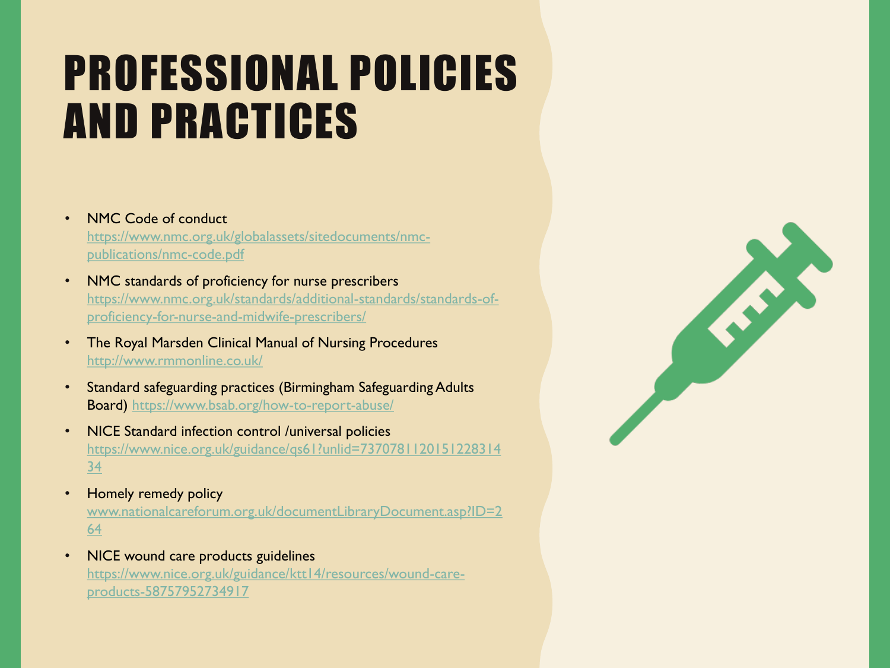# PROFESSIONAL POLICIES AND PRACTICES

- NMC Code of conduct https://www.nmc.org.uk/globalassets/sitedocuments/nmc-publications/nmc-code.pdf
- NMC standards of proficiency for nurse prescribers https://www.nmc.org.uk/standards/additional-standards/standards-of-proficiency-for-nurse-and-midwife-prescribers/
- The Royal Marsden Clinical Manual of Nursing Procedures http://www.rmmonline.co.uk/
- Standard safeguarding practices (Birmingham Safeguarding Adults Board) https://www.bsab.org/how-to-report-abuse/
- NICE Standard infection control /universal policies https://www.nice.org.uk/guidance/qs61?unlid=73707811201512283l434
- Homely remedy policy www.nationalcareforum.org.uk/documentLibraryDocument.asp?ID=264
- NICE wound care products guidelines https://www.nice.org.uk/guidance/ktt14/resources/wound-care-products-58757952734917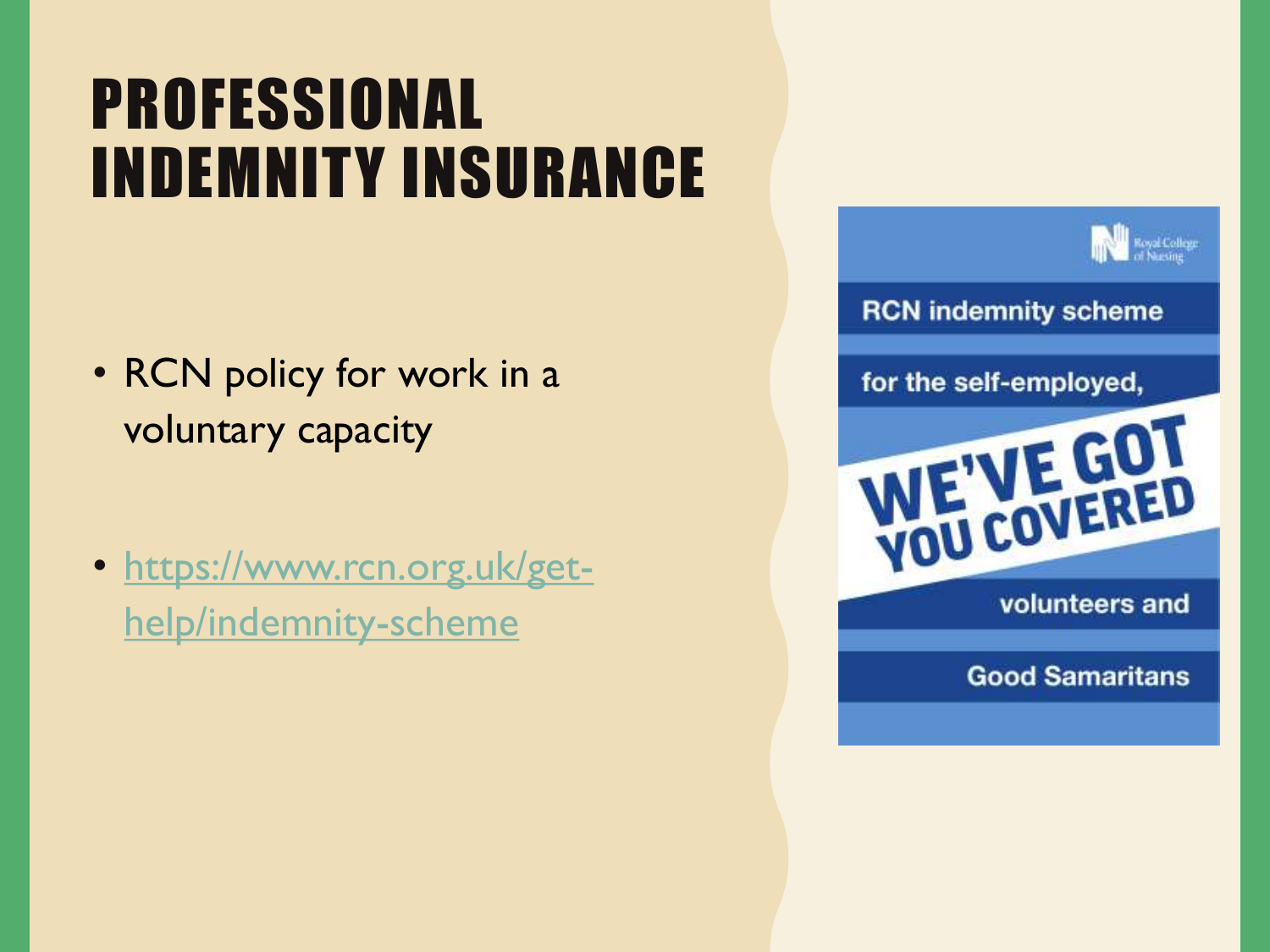# PROFESSIONAL INDEMNITY INSURANCE

- RCN policy for work in a voluntary capacity
- https://www.rcn.org.uk/get-help/indemnity-scheme

Royal College of Nursing

RCN indemnity scheme

for the self-employed,

WE'VE GOT YOU COVERED

volunteers and

Good Samaritans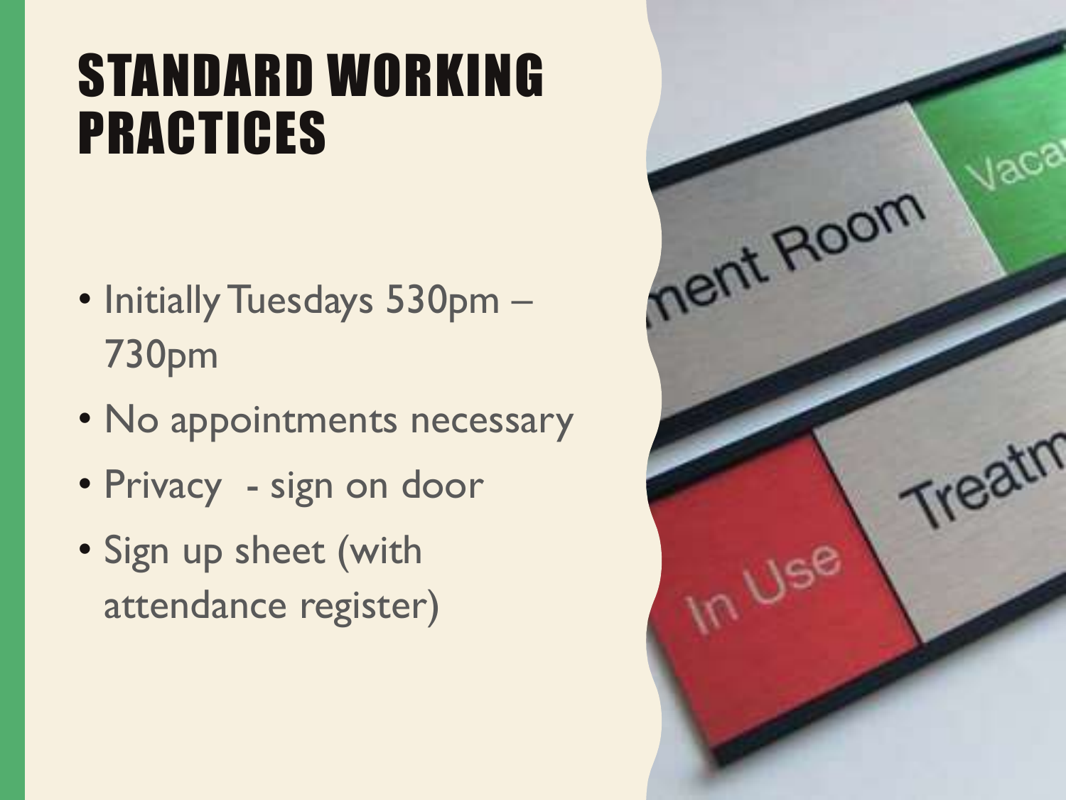# STANDARD WORKING PRACTICES

- Initially Tuesdays 530pm – 730pm
- No appointments necessary
- Privacy - sign on door
- Sign up sheet (with attendance register)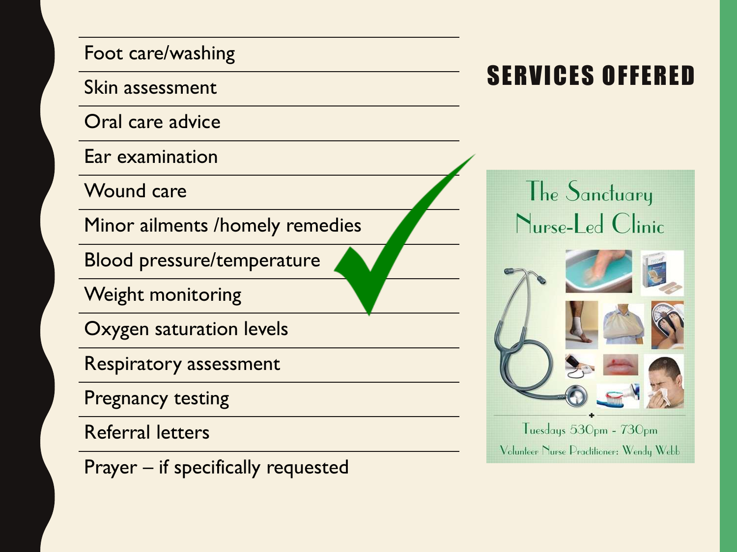## SERVICES OFFERED

- Foot care/washing
- Skin assessment
- Oral care advice
- Ear examination
- Wound care
- Minor ailments /homely remedies
- Blood pressure/temperature
- Weight monitoring
- Oxygen saturation levels
- Respiratory assessment
- Pregnancy testing
- Referral letters
- Prayer – if specifically requested

The Sanctuary Nurse-Led Clinic

Tuesdays 530pm - 730pm

Volunteer Nurse Practitioner: Wendy Webb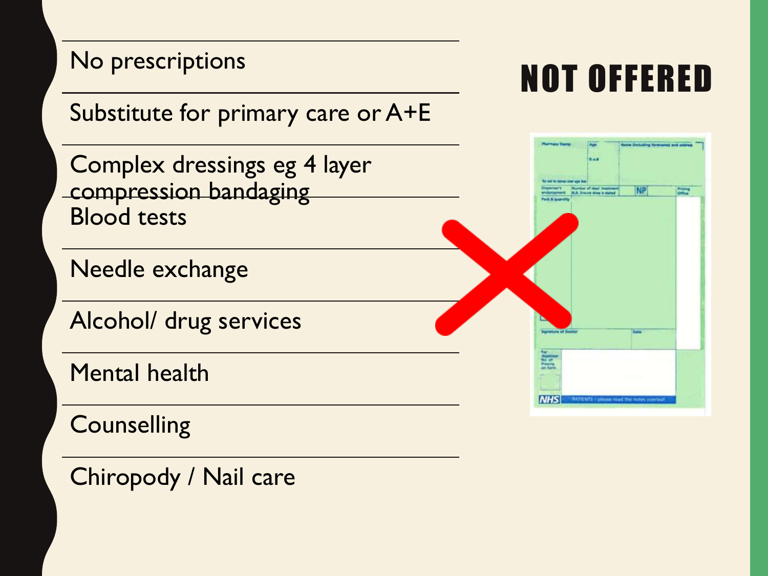# NOT OFFERED

- No prescriptions
- Substitute for primary care or A+E
- Complex dressings eg 4 layer compression bandaging
- Blood tests
- Needle exchange
- Alcohol/ drug services
- Mental health
- Counselling
- Chiropody / Nail care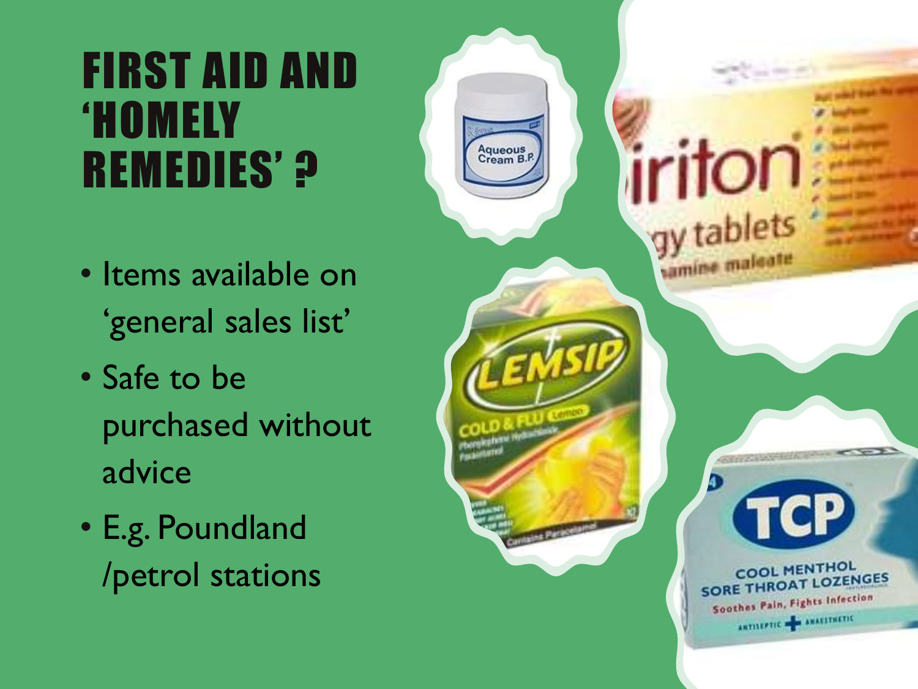# FIRST AID AND 'HOMELY REMEDIES' ?

- Items available on 'general sales list'
- Safe to be purchased without advice
- E.g. Poundland /petrol stations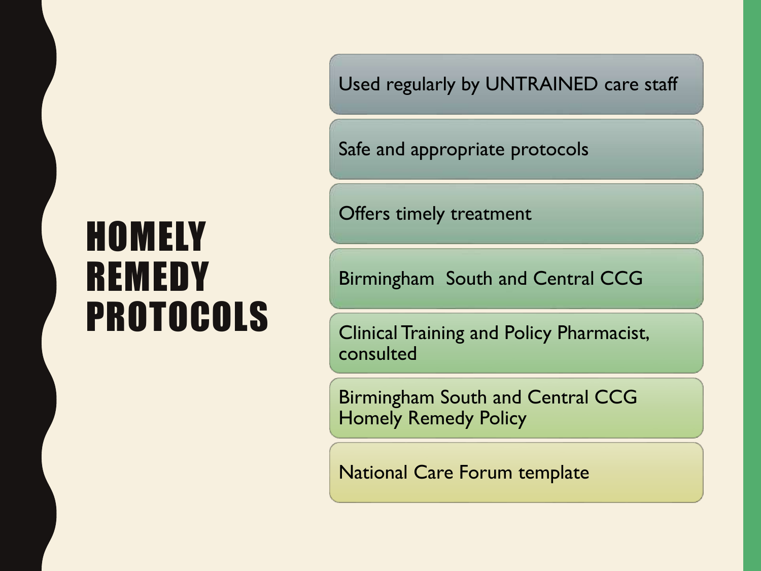# HOMELY REMEDY PROTOCOLS

- Used regularly by UNTRAINED care staff
- Safe and appropriate protocols
- Offers timely treatment
- Birmingham South and Central CCG
- Clinical Training and Policy Pharmacist, consulted
- Birmingham South and Central CCG Homely Remedy Policy
- National Care Forum template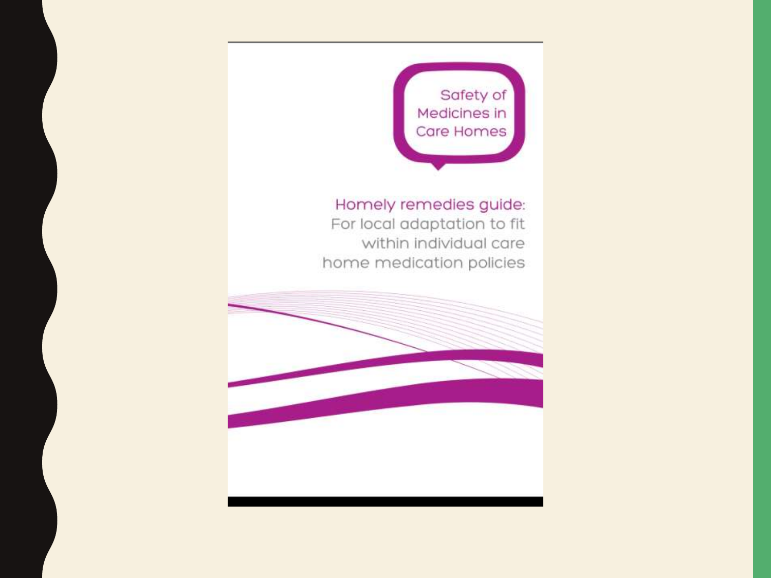Safety of Medicines in Care Homes

Homely remedies guide: For local adaptation to fit within individual care home medication policies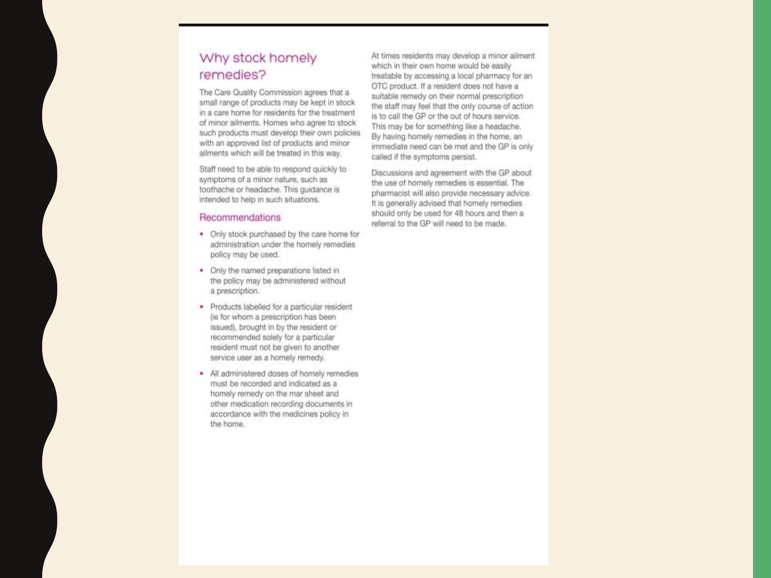## Why stock homely remedies?

The Care Quality Commission agrees that a small range of products may be kept in stock in a care home for residents for the treatment of minor ailments. Homes who agree to stock such products must develop their own policies with an approved list of products and minor ailments which will be treated in this way.

Staff need to be able to respond quickly to symptoms of a minor nature, such as toothache or headache. This guidance is intended to help in such situations.

### Recommendations

- Only stock purchased by the care home for administration under the homely remedies policy may be used.
- Only the named preparations listed in the policy may be administered without a prescription.
- Products labelled for a particular resident (ie for whom a prescription has been issued), brought in by the resident or recommended solely for a particular resident must not be given to another service user as a homely remedy.
- All administered doses of homely remedies must be recorded and indicated as a homely remedy on the mar sheet and other medication recording documents in accordance with the medicines policy in the home.

At times residents may develop a minor ailment which in their own home would be easily treatable by accessing a local pharmacy for an OTC product. If a resident does not have a suitable remedy on their normal prescription the staff may feel that the only course of action is to call the GP or the out of hours service. This may be for something like a headache. By having homely remedies in the home, an immediate need can be met and the GP is only called if the symptoms persist.

Discussions and agreement with the GP about the use of homely remedies is essential. The pharmacist will also provide necessary advice. It is generally advised that homely remedies should only be used for 48 hours and then a referral to the GP will need to be made.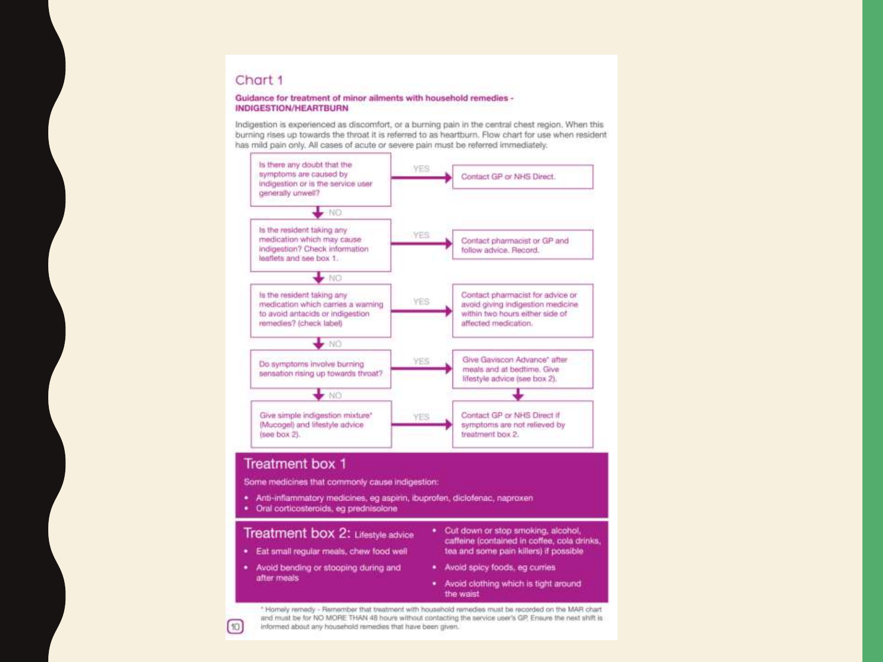## Chart 1

**Guidance for treatment of minor ailments with household remedies - INDIGESTION/HEARTBURN**

Indigestion is experienced as discomfort, or a burning pain in the central chest region. When this burning rises up towards the throat it is referred to as heartburn. Flow chart for use when resident has mild pain only. All cases of acute or severe pain must be referred immediately.

| Question | Answer | Action |
| --- | --- | --- |
| Is there any doubt that the symptoms are caused by indigestion or is the service user generally unwell? | YES | Contact GP or NHS Direct. |
| ↓ NO | | |
| Is the resident taking any medication which may cause indigestion? Check information leaflets and see box 1. | YES | Contact pharmacist or GP and follow advice. Record. |
| ↓ NO | | |
| Is the resident taking any medication which carries a warning to avoid antacids or indigestion remedies? (check label) | YES | Contact pharmacist for advice or avoid giving indigestion medicine within two hours either side of affected medication. |
| ↓ NO | | |
| Do symptoms involve burning sensation rising up towards throat? | YES | Give Gaviscon Advance* after meals and at bedtime. Give lifestyle advice (see box 2). ↓ |
| ↓ NO | | |
| Give simple indigestion mixture* (Mucogel) and lifestyle advice (see box 2). | YES | Contact GP or NHS Direct if symptoms are not relieved by treatment box 2. |

### Treatment box 1

Some medicines that commonly cause indigestion:

- Anti-inflammatory medicines, eg aspirin, ibuprofen, diclofenac, naproxen
- Oral corticosteroids, eg prednisolone

### Treatment box 2: Lifestyle advice

- Eat small regular meals, chew food well
- Avoid bending or stooping during and after meals
- Cut down or stop smoking, alcohol, caffeine (contained in coffee, cola drinks, tea and some pain killers) if possible
- Avoid spicy foods, eg curries
- Avoid clothing which is tight around the waist

* Homely remedy - Remember that treatment with household remedies must be recorded on the MAR chart and must be for NO MORE THAN 48 hours without contacting the service user's GP. Ensure the next shift is informed about any household remedies that have been given.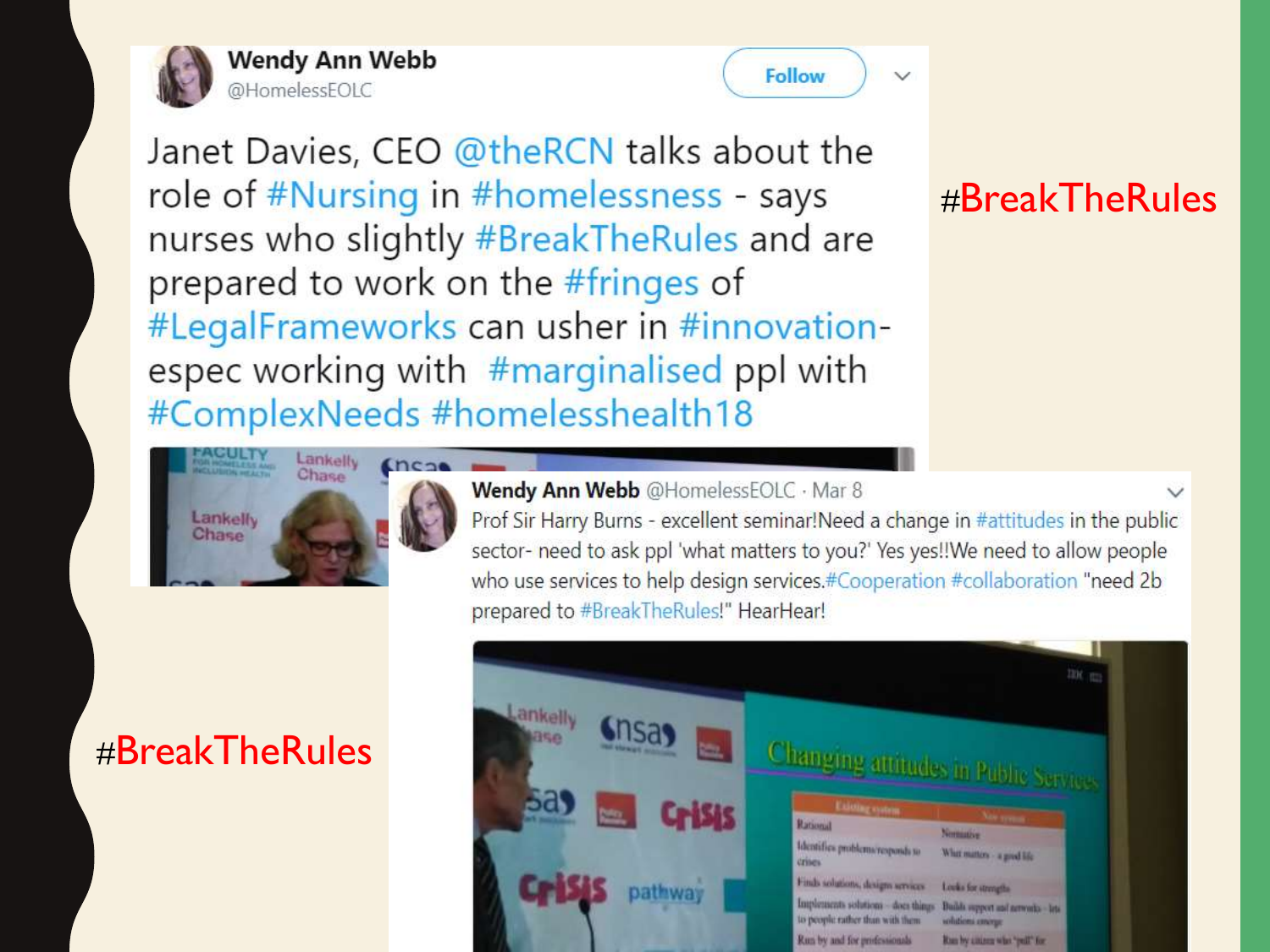**Wendy Ann Webb**
@HomelessEOLC

Janet Davies, CEO @theRCN talks about the role of #Nursing in #homelessness - says nurses who slightly #BreakTheRules and are prepared to work on the #fringes of #LegalFrameworks can usher in #innovation- espec working with #marginalised ppl with #ComplexNeeds #homelesshealth18

#BreakTheRules

**Wendy Ann Webb** @HomelessEOLC · Mar 8

Prof Sir Harry Burns - excellent seminar!Need a change in #attitudes in the public sector- need to ask ppl 'what matters to you?' Yes yes!!We need to allow people who use services to help design services.#Cooperation #collaboration "need 2b prepared to #BreakTheRules!" HearHear!

#BreakTheRules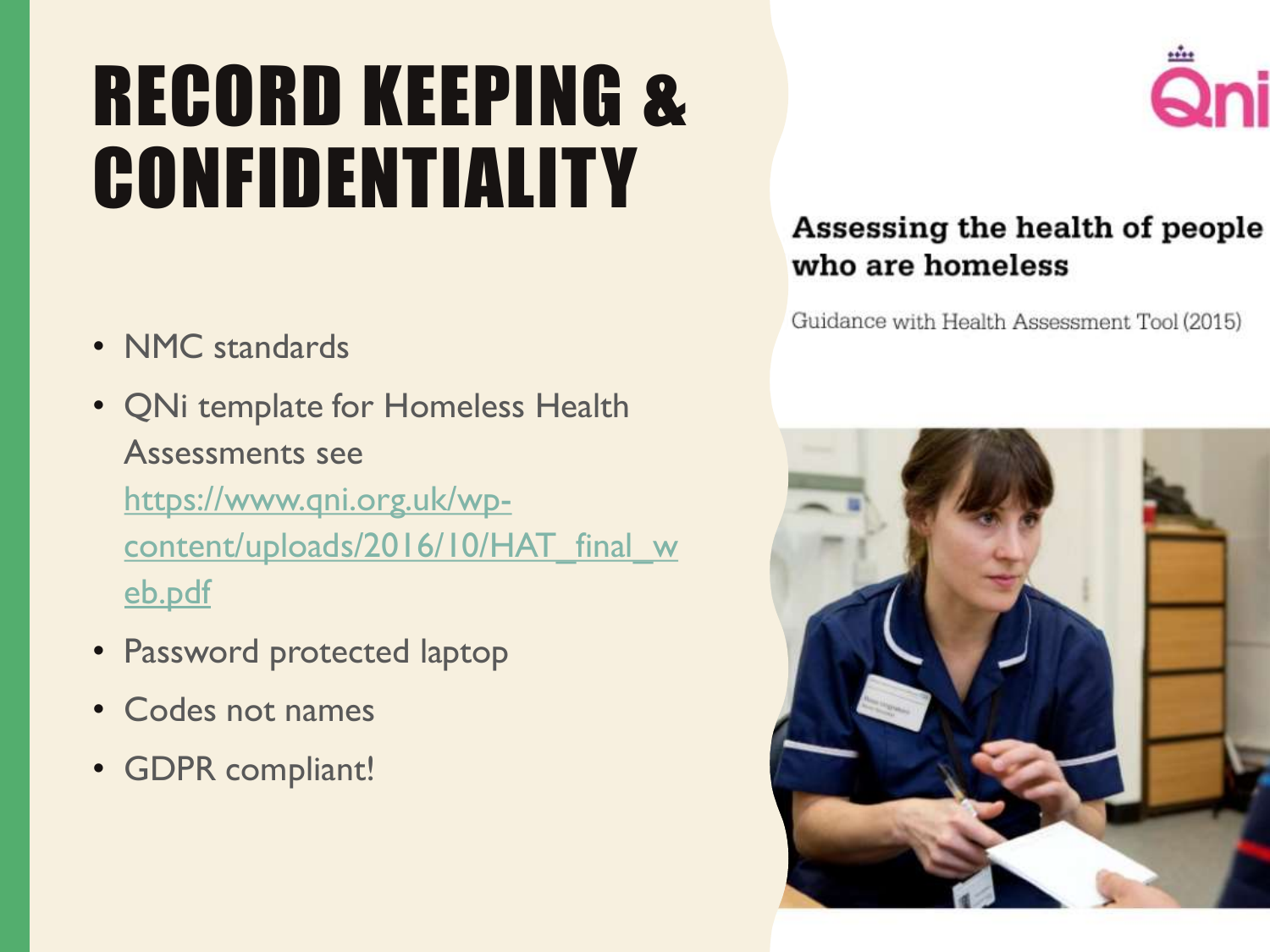# RECORD KEEPING & CONFIDENTIALITY

- NMC standards
- QNi template for Homeless Health Assessments see https://www.qni.org.uk/wp-content/uploads/2016/10/HAT_final_web.pdf
- Password protected laptop
- Codes not names
- GDPR compliant!

Qni

**Assessing the health of people who are homeless**

Guidance with Health Assessment Tool (2015)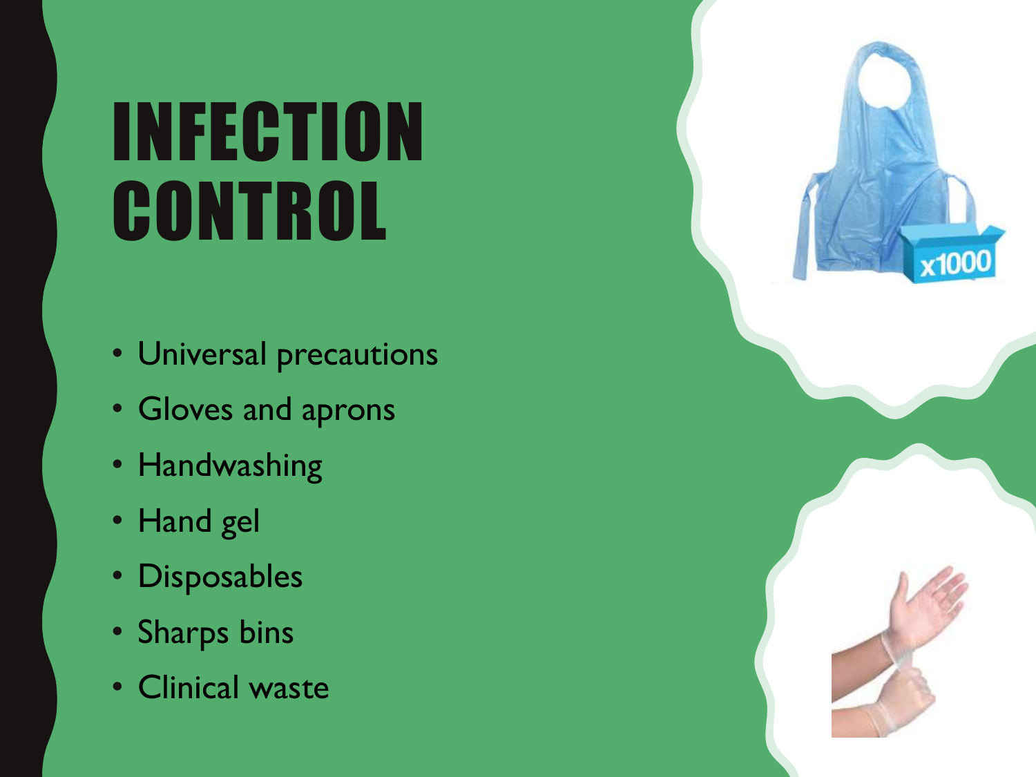# INFECTION CONTROL

- Universal precautions
- Gloves and aprons
- Handwashing
- Hand gel
- Disposables
- Sharps bins
- Clinical waste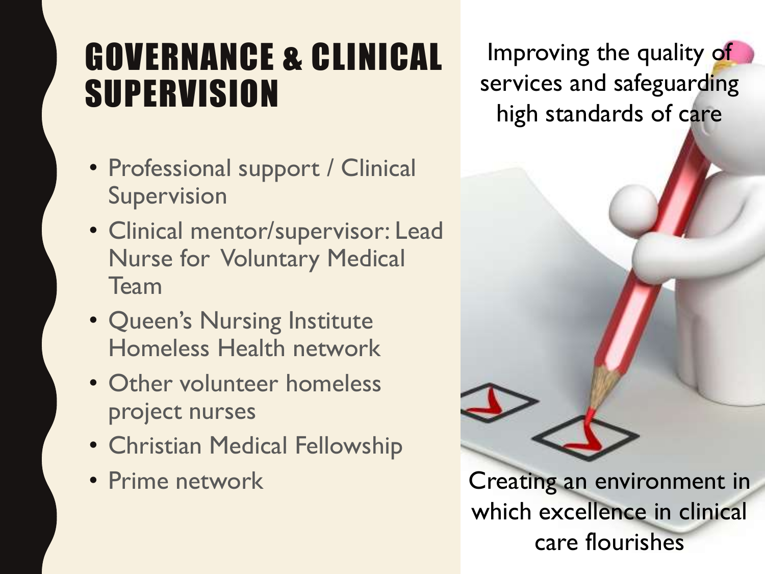# GOVERNANCE & CLINICAL SUPERVISION

- Professional support / Clinical Supervision
- Clinical mentor/supervisor: Lead Nurse for Voluntary Medical Team
- Queen's Nursing Institute Homeless Health network
- Other volunteer homeless project nurses
- Christian Medical Fellowship
- Prime network

Improving the quality of services and safeguarding high standards of care

Creating an environment in which excellence in clinical care flourishes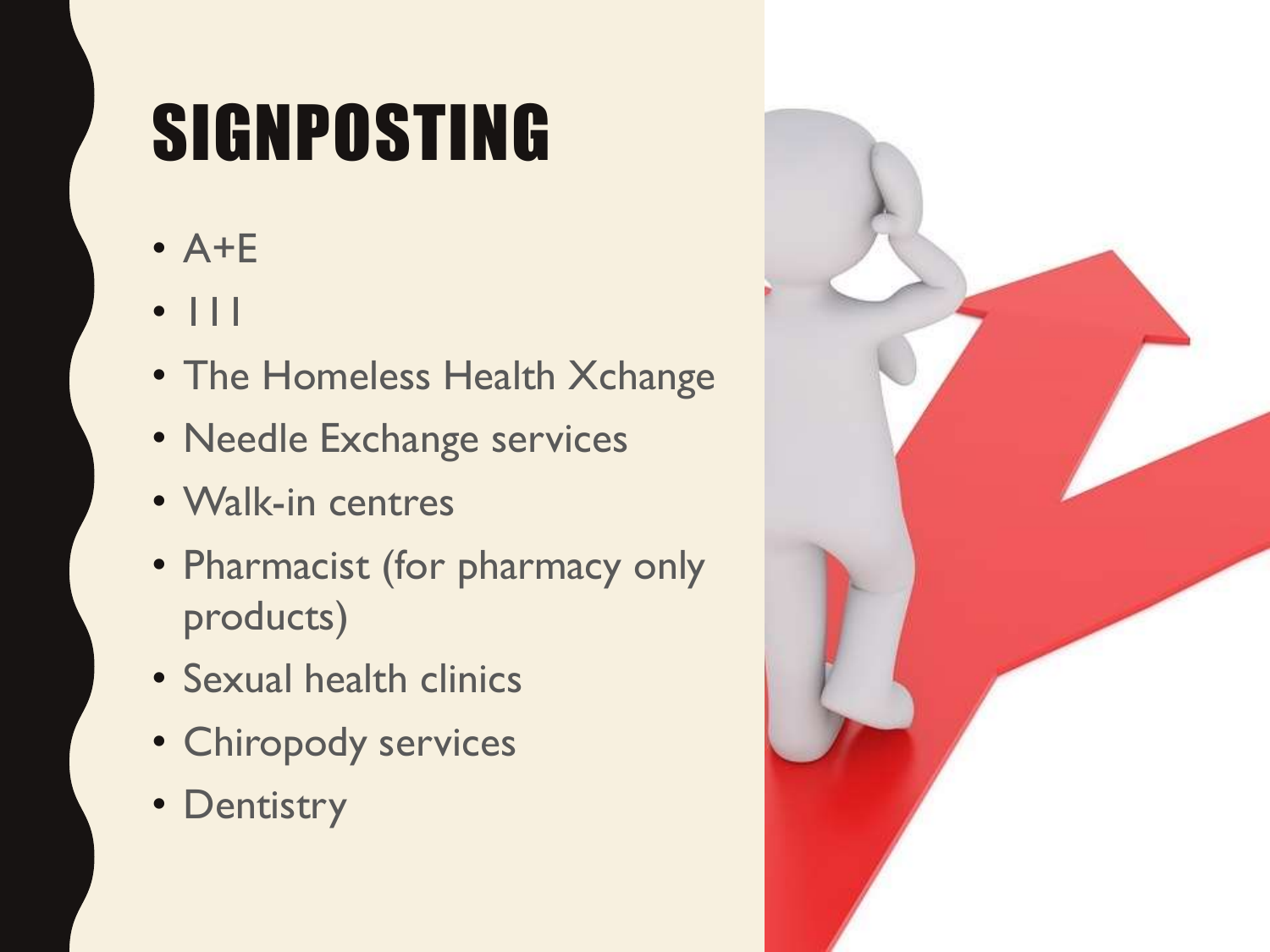# SIGNPOSTING

- A+E
- 111
- The Homeless Health Xchange
- Needle Exchange services
- Walk-in centres
- Pharmacist (for pharmacy only products)
- Sexual health clinics
- Chiropody services
- Dentistry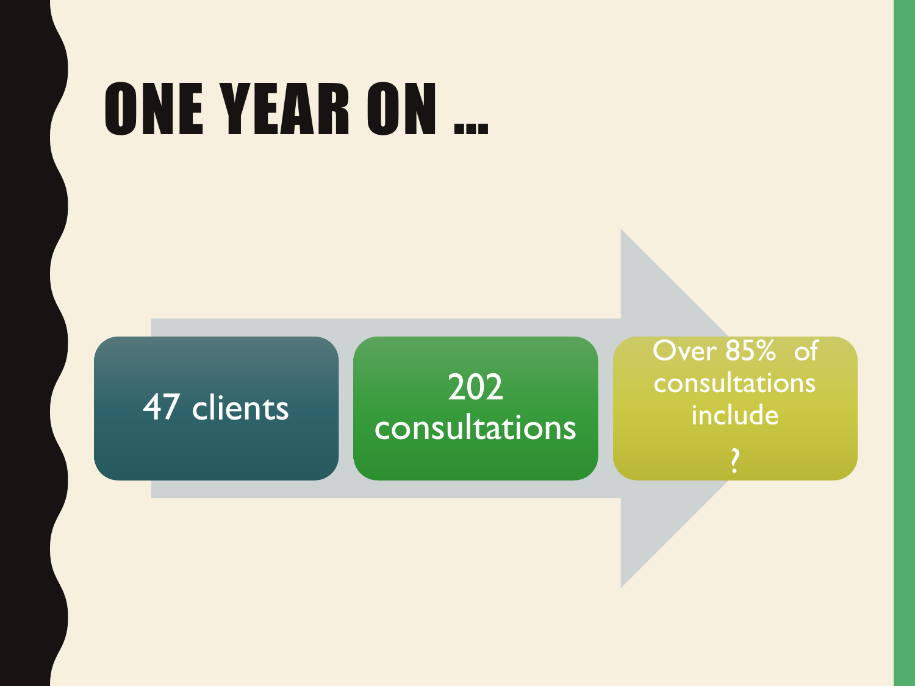# ONE YEAR ON …

- 47 clients
- 202 consultations
- Over 85% of consultations include ?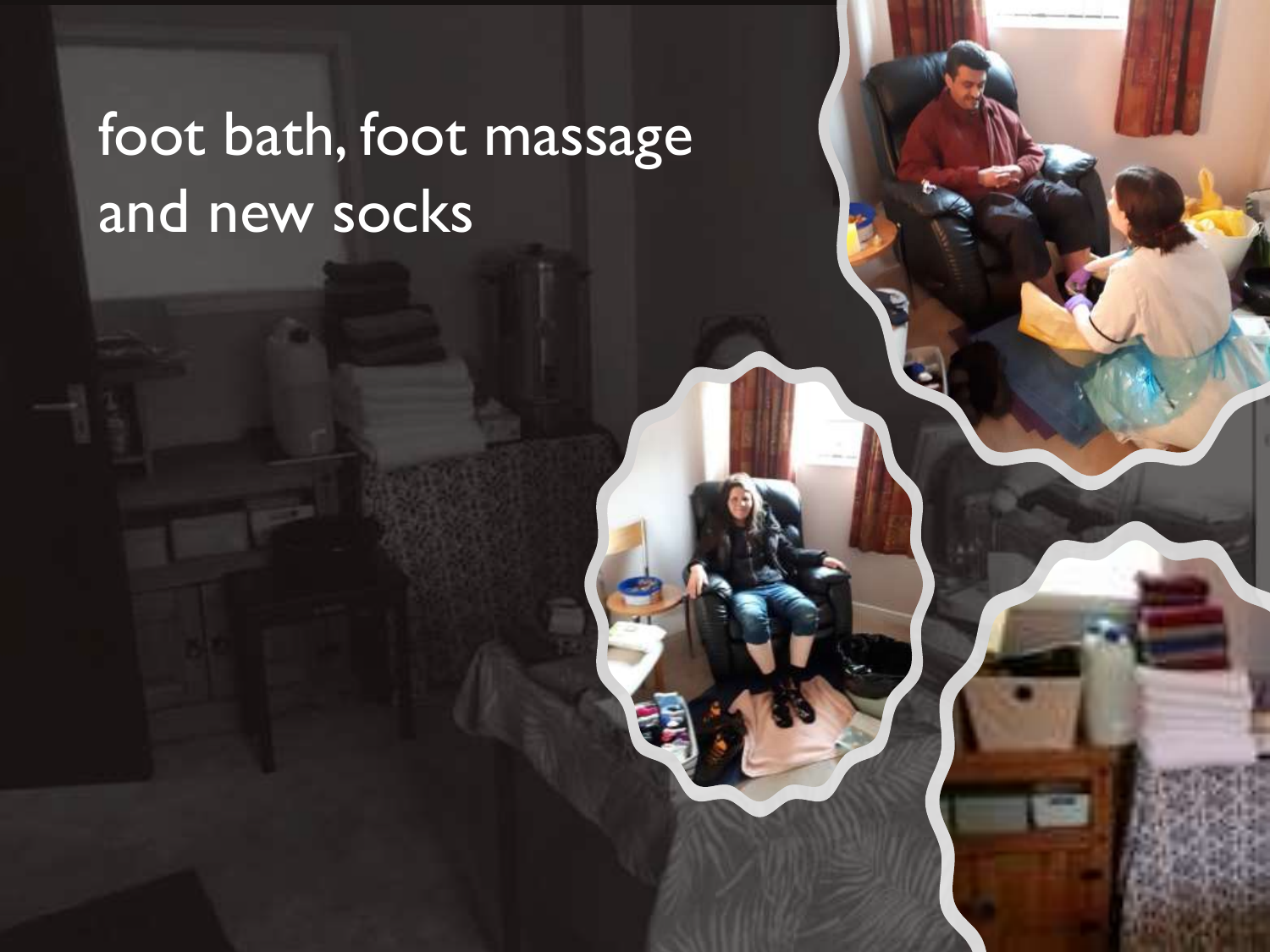# foot bath, foot massage and new socks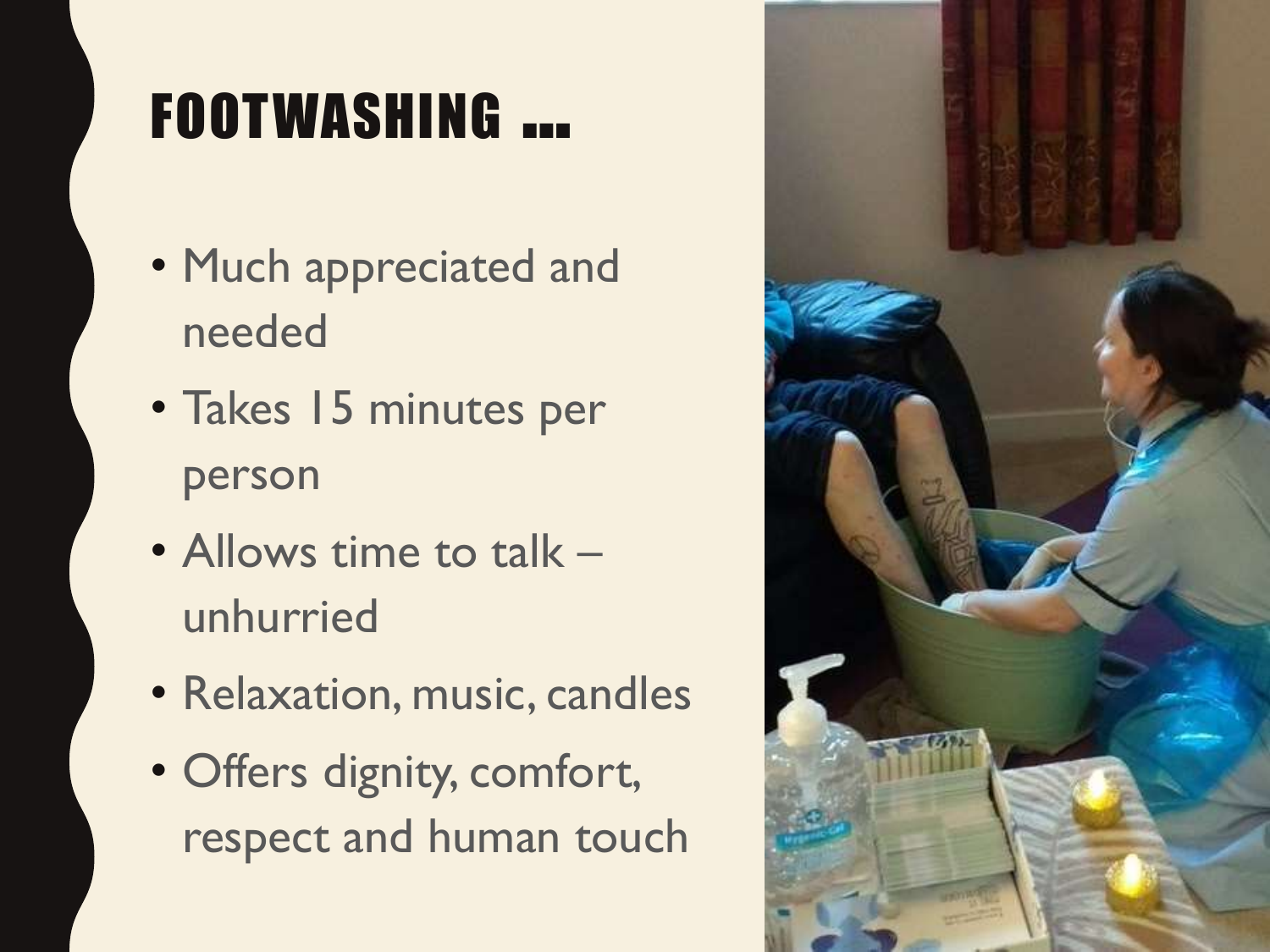# FOOTWASHING …

- Much appreciated and needed
- Takes 15 minutes per person
- Allows time to talk – unhurried
- Relaxation, music, candles
- Offers dignity, comfort, respect and human touch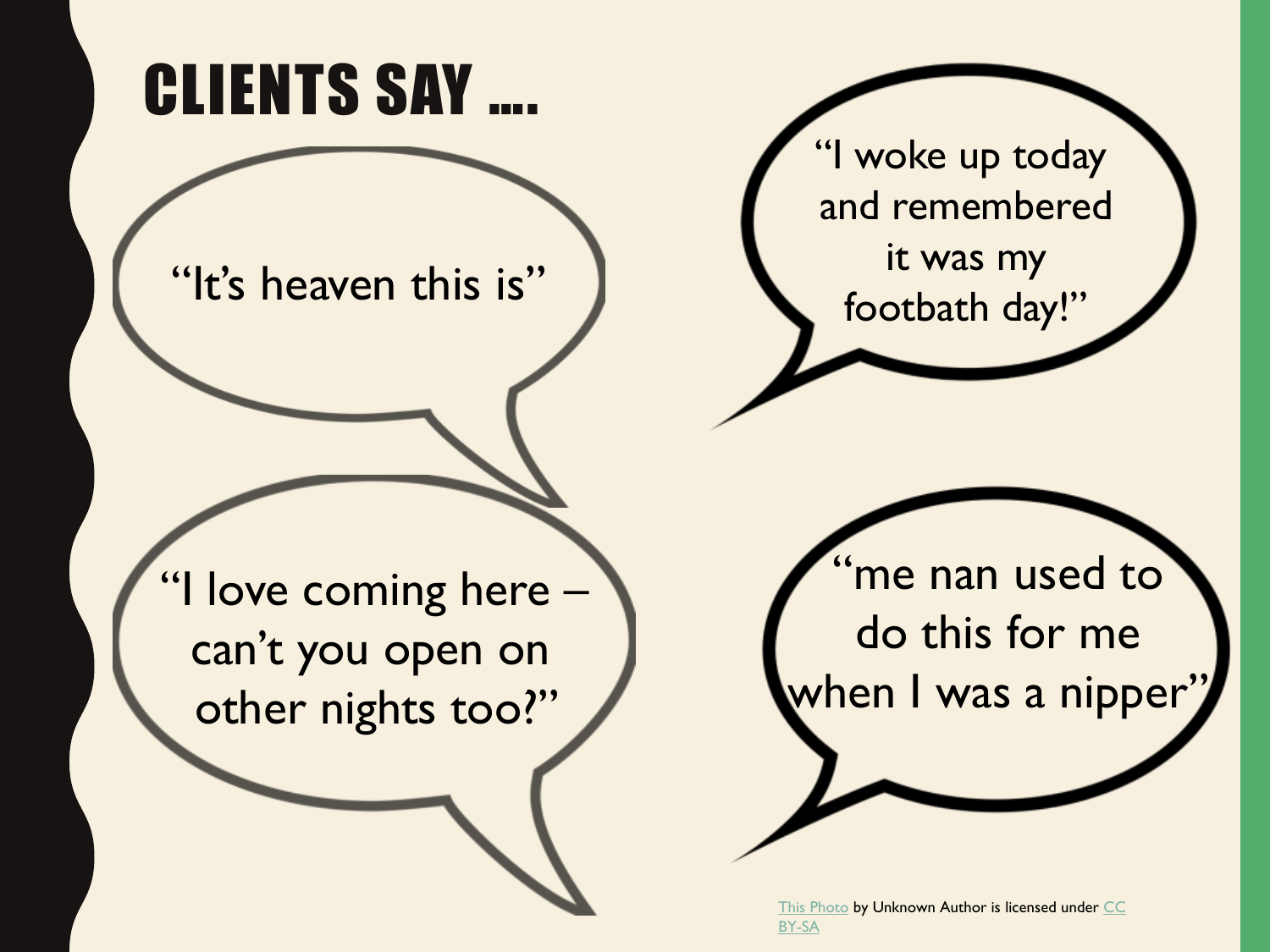# CLIENTS SAY ….

"It's heaven this is"

"I woke up today and remembered it was my footbath day!"

"I love coming here – can't you open on other nights too?"

"me nan used to do this for me when I was a nipper"

This Photo by Unknown Author is licensed under CC BY-SA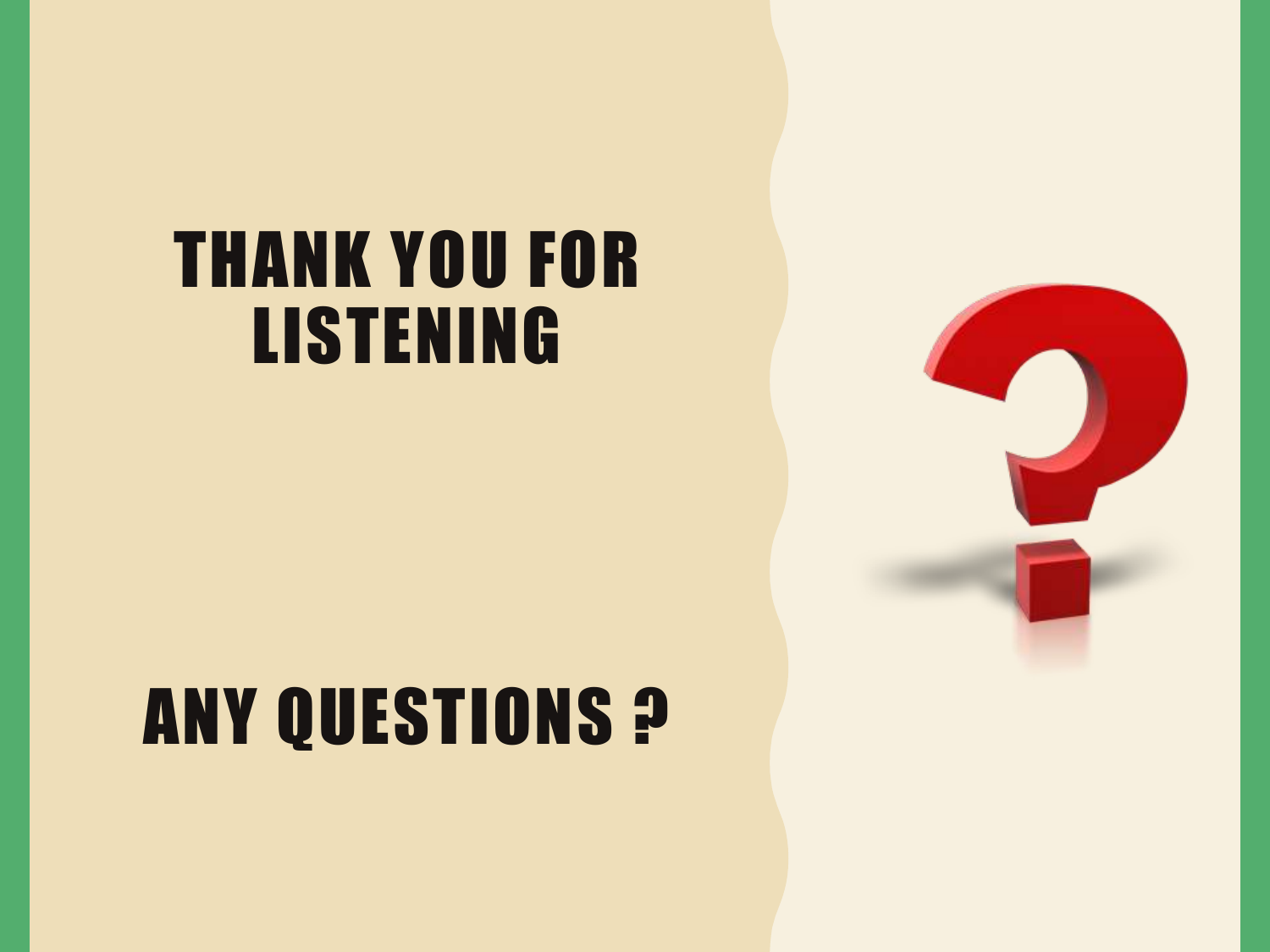# THANK YOU FOR LISTENING

# ANY QUESTIONS ?